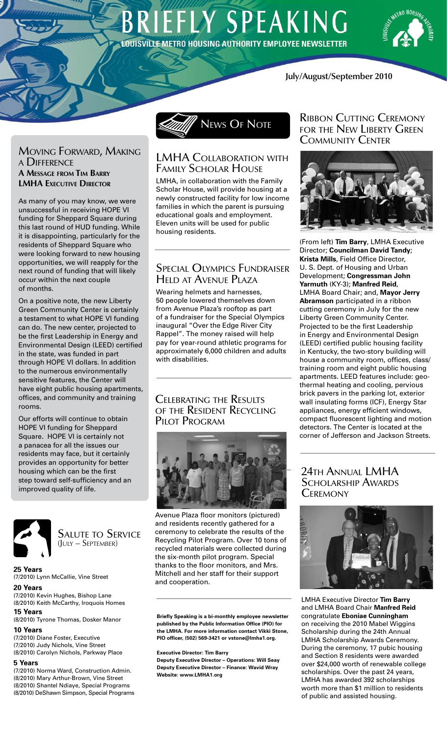# BRIEFLY SPEAKING

**LOUISVILLE METRO HOUSING AUTHORITY EMPLOYEE NEWSLETTER**

**July/August/September 2010**

## Moving Forward, Making a Difference

**A Message from Tim Barry**
**LMHA Executive Director**

As many of you may know, we were unsuccessful in receiving HOPE VI funding for Sheppard Square during this last round of HUD funding. While it is disappointing, particularly for the residents of Sheppard Square who were looking forward to new housing opportunities, we will reapply for the next round of funding that will likely occur within the next couple of months.

On a positive note, the new Liberty Green Community Center is certainly a testament to what HOPE VI funding can do. The new center, projected to be the first Leadership in Energy and Environmental Design (LEED) certified in the state, was funded in part through HOPE VI dollars. In addition to the numerous environmentally sensitive features, the Center will have eight public housing apartments, offices, and community and training rooms.

Our efforts will continue to obtain HOPE VI funding for Sheppard Square. HOPE VI is certainly not a panacea for all the issues our residents may face, but it certainly provides an opportunity for better housing which can be the first step toward self-sufficiency and an improved quality of life.

## Salute to Service (July – September)

**25 Years**
(7/2010) Lynn McCallie, Vine Street

**20 Years**
(7/2010) Kevin Hughes, Bishop Lane
(8/2010) Keith McCarthy, Iroquois Homes

**15 Years**
(8/2010) Tyrone Thomas, Dosker Manor

**10 Years**
(7/2010) Diane Foster, Executive
(7/2010) Judy Nichols, Vine Street
(8/2010) Carolyn Nichols, Parkway Place

**5 Years**
(7/2010) Norma Ward, Construction Admin.
(8/2010) Mary Arthur-Brown, Vine Street
(8/2010) Shantel Ndiaye, Special Programs
(8/2010) DeShawn Simpson, Special Programs

## News Of Note

### LMHA Collaboration with Family Scholar House

LMHA, in collaboration with the Family Scholar House, will provide housing at a newly constructed facility for low income families in which the parent is pursuing educational goals and employment. Eleven units will be used for public housing residents.

### Special Olympics Fundraiser Held at Avenue Plaza

Wearing helmets and harnesses, 50 people lowered themselves down from Avenue Plaza's rooftop as part of a fundraiser for the Special Olympics inaugural "Over the Edge River City Rappel". The money raised will help pay for year-round athletic programs for approximately 6,000 children and adults with disabilities.

### Celebrating the Results of the Resident Recycling Pilot Program

Avenue Plaza floor monitors (pictured) and residents recently gathered for a ceremony to celebrate the results of the Recycling Pilot Program. Over 10 tons of recycled materials were collected during the six-month pilot program. Special thanks to the floor monitors, and Mrs. Mitchell and her staff for their support and cooperation.

**Briefly Speaking is a bi-monthly employee newsletter published by the Public Information Office (PIO) for the LMHA. For more information contact Vikki Stone, PIO officer, (502) 569-3421 or vstone@lmha1.org.**

**Executive Director: Tim Barry**
**Deputy Executive Director – Operations: Will Seay**
**Deputy Executive Director – Finance: Wavid Wray**
**Website: www.LMHA1.org**

### Ribbon Cutting Ceremony for the New Liberty Green Community Center

(From left) **Tim Barry**, LMHA Executive Director; **Councilman David Tandy**; **Krista Mills**, Field Office Director, U. S. Dept. of Housing and Urban Development; **Congressman John Yarmuth** (KY-3); **Manfred Reid**, LMHA Board Chair; and, **Mayor Jerry Abramson** participated in a ribbon cutting ceremony in July for the new Liberty Green Community Center. Projected to be the first Leadership in Energy and Environmental Design (LEED) certified public housing facility in Kentucky, the two-story building will house a community room, offices, class/training room and eight public housing apartments. LEED features include: geo-thermal heating and cooling, pervious brick pavers in the parking lot, exterior wall insulating forms (ICF), Energy Star appliances, energy efficient windows, compact fluorescent lighting and motion detectors. The Center is located at the corner of Jefferson and Jackson Streets.

### 24th Annual LMHA Scholarship Awards Ceremony

LMHA Executive Director **Tim Barry** and LMHA Board Chair **Manfred Reid** congratulate **Eboniae Cunningham** on receiving the 2010 Mabel Wiggins Scholarship during the 24th Annual LMHA Scholarship Awards Ceremony. During the ceremony, 17 pubic housing and Section 8 residents were awarded over $24,000 worth of renewable college scholarships. Over the past 24 years, LMHA has awarded 392 scholarships worth more than $1 million to residents of public and assisted housing.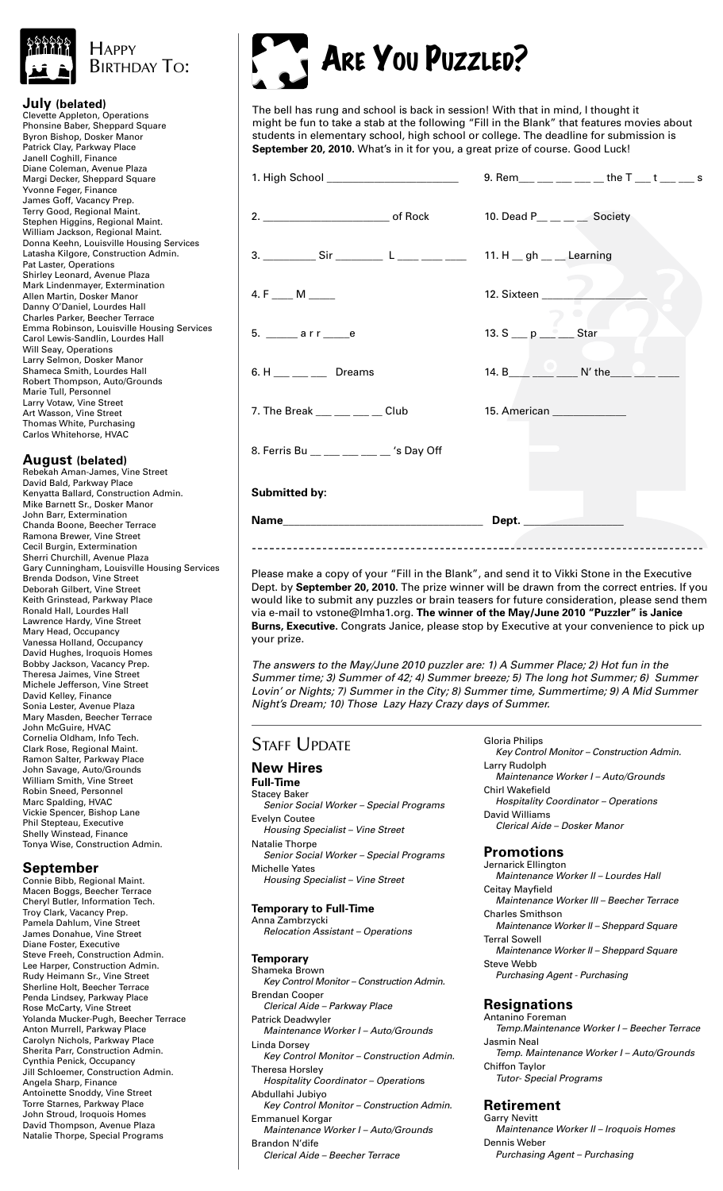# Happy Birthday To:

## July (belated)

Clevette Appleton, Operations
Phonsine Baber, Sheppard Square
Byron Bishop, Dosker Manor
Patrick Clay, Parkway Place
Janell Coghill, Finance
Diane Coleman, Avenue Plaza
Margi Decker, Sheppard Square
Yvonne Feger, Finance
James Goff, Vacancy Prep.
Terry Good, Regional Maint.
Stephen Higgins, Regional Maint.
William Jackson, Regional Maint.
Donna Keehn, Louisville Housing Services
Latasha Kilgore, Construction Admin.
Pat Laster, Operations
Shirley Leonard, Avenue Plaza
Mark Lindenmayer, Extermination
Allen Martin, Dosker Manor
Danny O'Daniel, Lourdes Hall
Charles Parker, Beecher Terrace
Emma Robinson, Louisville Housing Services
Carol Lewis-Sandlin, Lourdes Hall
Will Seay, Operations
Larry Selmon, Dosker Manor
Shameca Smith, Lourdes Hall
Robert Thompson, Auto/Grounds
Marie Tull, Personnel
Larry Votaw, Vine Street
Art Wasson, Vine Street
Thomas White, Purchasing
Carlos Whitehorse, HVAC

## August (belated)

Rebekah Aman-James, Vine Street
David Bald, Parkway Place
Kenyatta Ballard, Construction Admin.
Mike Barnett Sr., Dosker Manor
John Barr, Extermination
Chanda Boone, Beecher Terrace
Ramona Brewer, Vine Street
Cecil Burgin, Extermination
Sherri Churchill, Avenue Plaza
Gary Cunningham, Louisville Housing Services
Brenda Dodson, Vine Street
Deborah Gilbert, Vine Street
Keith Grinstead, Parkway Place
Ronald Hall, Lourdes Hall
Lawrence Hardy, Vine Street
Mary Head, Occupancy
Vanessa Holland, Occupancy
David Hughes, Iroquois Homes
Bobby Jackson, Vacancy Prep.
Theresa Jaimes, Vine Street
Michele Jefferson, Vine Street
David Kelley, Finance
Sonia Lester, Avenue Plaza
Mary Masden, Beecher Terrace
John McGuire, HVAC
Cornelia Oldham, Info Tech.
Clark Rose, Regional Maint.
Ramon Salter, Parkway Place
John Savage, Auto/Grounds
William Smith, Vine Street
Robin Sneed, Personnel
Marc Spalding, HVAC
Vickie Spencer, Bishop Lane
Phil Stepteau, Executive
Shelly Winstead, Finance
Tonya Wise, Construction Admin.

## September

Connie Bibb, Regional Maint.
Macen Boggs, Beecher Terrace
Cheryl Butler, Information Tech.
Troy Clark, Vacancy Prep.
Pamela Dahlum, Vine Street
James Donahue, Vine Street
Diane Foster, Executive
Steve Freeh, Construction Admin.
Lee Harper, Construction Admin.
Rudy Heimann Sr., Vine Street
Sherline Holt, Beecher Terrace
Penda Lindsey, Parkway Place
Rose McCarty, Vine Street
Yolanda Mucker-Pugh, Beecher Terrace
Anton Murrell, Parkway Place
Carolyn Nichols, Parkway Place
Sherita Parr, Construction Admin.
Cynthia Penick, Occupancy
Jill Schloemer, Construction Admin.
Angela Sharp, Finance
Antoinette Snoddy, Vine Street
Torre Starnes, Parkway Place
John Stroud, Iroquois Homes
David Thompson, Avenue Plaza
Natalie Thorpe, Special Programs

# Are You Puzzled?

The bell has rung and school is back in session! With that in mind, I thought it might be fun to take a stab at the following "Fill in the Blank" that features movies about students in elementary school, high school or college. The deadline for submission is **September 20, 2010.** What's in it for you, a great prize of course. Good Luck!

1. High School ____________________
2. ____________________ of Rock
3. _________ Sir ________ L ___ ___ ___
4. F ___ M ____
5. _____ a r r ____e
6. H ___ ___ ___ Dreams
7. The Break ___ ___ ___ ___ Club
8. Ferris Bu __ ___ ___ ___ __ 's Day Off
9. Rem___ ___ ___ ___ __ the T ___ t ___ ___ s
10. Dead P__ __ __ __ Society
11. H __ gh __ __ Learning
12. Sixteen ________________
13. S ___ p ___ ___ Star
14. B____ ____ ____ N' the____ ____ ____
15. American ____________

**Submitted by:**

**Name**______________________________ **Dept.** ______________

Please make a copy of your "Fill in the Blank", and send it to Vikki Stone in the Executive Dept. by **September 20, 2010.** The prize winner will be drawn from the correct entries. If you would like to submit any puzzles or brain teasers for future consideration, please send them via e-mail to vstone@lmha1.org. **The winner of the May/June 2010 "Puzzler" is Janice Burns, Executive.** Congrats Janice, please stop by Executive at your convenience to pick up your prize.

*The answers to the May/June 2010 puzzler are: 1) A Summer Place; 2) Hot fun in the Summer time; 3) Summer of 42; 4) Summer breeze; 5) The long hot Summer; 6) Summer Lovin' or Nights; 7) Summer in the City; 8) Summer time, Summertime; 9) A Mid Summer Night's Dream; 10) Those Lazy Hazy Crazy days of Summer.*

# Staff Update

## New Hires

### Full-Time

Stacey Baker
*Senior Social Worker – Special Programs*

Evelyn Coutee
*Housing Specialist – Vine Street*

Natalie Thorpe
*Senior Social Worker – Special Programs*

Michelle Yates
*Housing Specialist – Vine Street*

### Temporary to Full-Time

Anna Zambrzycki
*Relocation Assistant – Operations*

### Temporary

Shameka Brown
*Key Control Monitor – Construction Admin.*

Brendan Cooper
*Clerical Aide – Parkway Place*

Patrick Deadwyler
*Maintenance Worker I – Auto/Grounds*

Linda Dorsey
*Key Control Monitor – Construction Admin.*

Theresa Horsley
*Hospitality Coordinator – Operations*

Abdullahi Jubiyo
*Key Control Monitor – Construction Admin.*

Emmanuel Korgar
*Maintenance Worker I – Auto/Grounds*

Brandon N'dife
*Clerical Aide – Beecher Terrace*

Gloria Philips
*Key Control Monitor – Construction Admin.*

Larry Rudolph
*Maintenance Worker I – Auto/Grounds*

Chirl Wakefield
*Hospitality Coordinator – Operations*

David Williams
*Clerical Aide – Dosker Manor*

## Promotions

Jernarick Ellington
*Maintenance Worker II – Lourdes Hall*

Ceitay Mayfield
*Maintenance Worker III – Beecher Terrace*

Charles Smithson
*Maintenance Worker II – Sheppard Square*

Terral Sowell
*Maintenance Worker II – Sheppard Square*

Steve Webb
*Purchasing Agent - Purchasing*

## Resignations

Antanino Foreman
*Temp.Maintenance Worker I – Beecher Terrace*

Jasmin Neal
*Temp. Maintenance Worker I – Auto/Grounds*

Chiffon Taylor
*Tutor- Special Programs*

## Retirement

Garry Nevitt
*Maintenance Worker II – Iroquois Homes*

Dennis Weber
*Purchasing Agent – Purchasing*